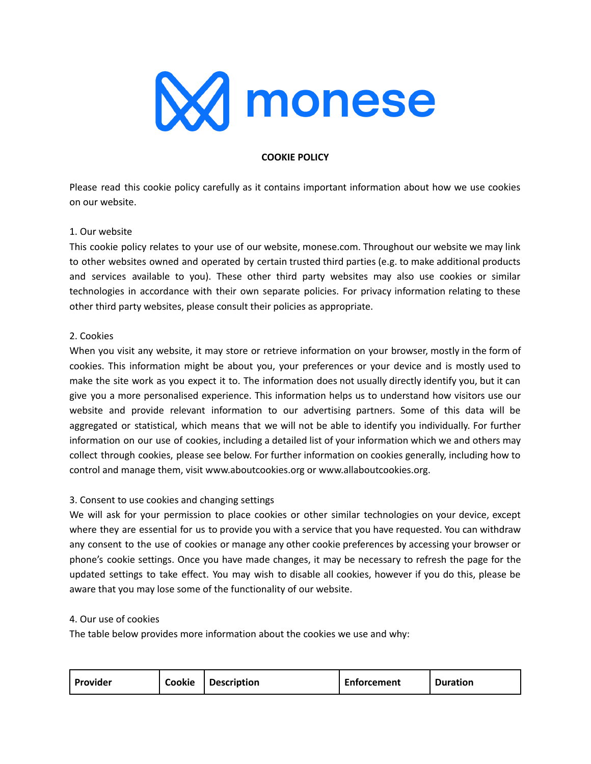monese

**COOKIE POLICY**

Please read this cookie policy carefully as it contains important information about how we use cookies on our website.

1. Our website

This cookie policy relates to your use of our website, monese.com. Throughout our website we may link to other websites owned and operated by certain trusted third parties (e.g. to make additional products and services available to you). These other third party websites may also use cookies or similar technologies in accordance with their own separate policies. For privacy information relating to these other third party websites, please consult their policies as appropriate.

2. Cookies

When you visit any website, it may store or retrieve information on your browser, mostly in the form of cookies. This information might be about you, your preferences or your device and is mostly used to make the site work as you expect it to. The information does not usually directly identify you, but it can give you a more personalised experience. This information helps us to understand how visitors use our website and provide relevant information to our advertising partners. Some of this data will be aggregated or statistical, which means that we will not be able to identify you individually. For further information on our use of cookies, including a detailed list of your information which we and others may collect through cookies, please see below. For further information on cookies generally, including how to control and manage them, visit www.aboutcookies.org or www.allaboutcookies.org.

3. Consent to use cookies and changing settings

We will ask for your permission to place cookies or other similar technologies on your device, except where they are essential for us to provide you with a service that you have requested. You can withdraw any consent to the use of cookies or manage any other cookie preferences by accessing your browser or phone's cookie settings. Once you have made changes, it may be necessary to refresh the page for the updated settings to take effect. You may wish to disable all cookies, however if you do this, please be aware that you may lose some of the functionality of our website.

4. Our use of cookies

The table below provides more information about the cookies we use and why:

| Provider | Cookie | Description | Enforcement | Duration |
|---|---|---|---|---|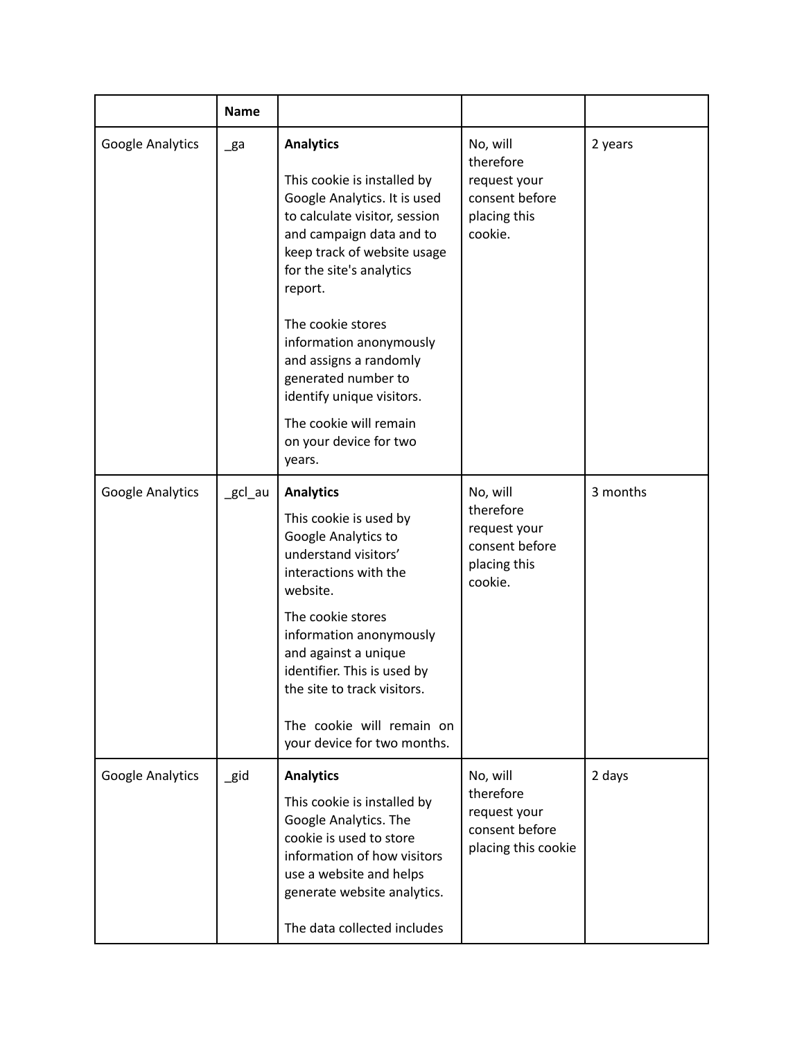| | Name | | | |
|---|---|---|---|---|
| Google Analytics | _ga | **Analytics**<br><br>This cookie is installed by Google Analytics. It is used to calculate visitor, session and campaign data and to keep track of website usage for the site's analytics report.<br><br>The cookie stores information anonymously and assigns a randomly generated number to identify unique visitors.<br><br>The cookie will remain on your device for two years. | No, will therefore request your consent before placing this cookie. | 2 years |
| Google Analytics | _gcl_au | **Analytics**<br><br>This cookie is used by Google Analytics to understand visitors' interactions with the website.<br><br>The cookie stores information anonymously and against a unique identifier. This is used by the site to track visitors.<br><br>The cookie will remain on your device for two months. | No, will therefore request your consent before placing this cookie. | 3 months |
| Google Analytics | _gid | **Analytics**<br><br>This cookie is installed by Google Analytics. The cookie is used to store information of how visitors use a website and helps generate website analytics.<br><br>The data collected includes | No, will therefore request your consent before placing this cookie | 2 days |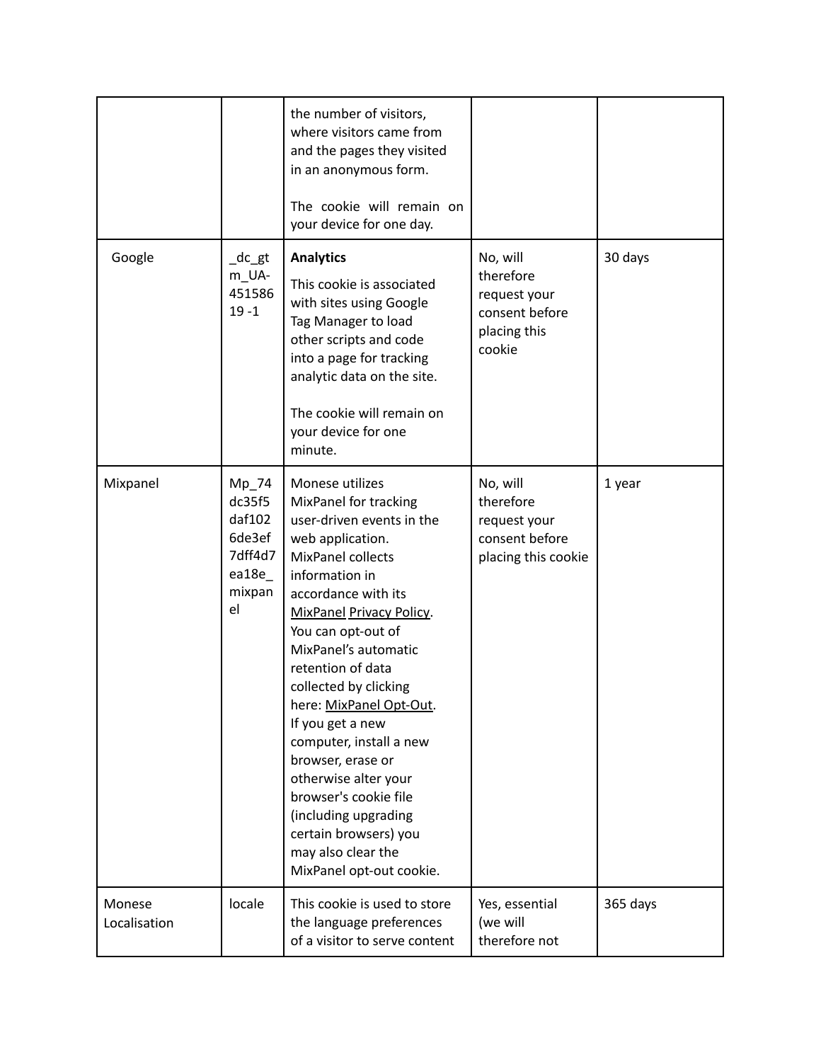| | | the number of visitors, where visitors came from and the pages they visited in an anonymous form.<br><br>The cookie will remain on your device for one day. | | |
|---|---|---|---|---|
| Google | _dc_gtm_UA-45158619 -1 | **Analytics**<br>This cookie is associated with sites using Google Tag Manager to load other scripts and code into a page for tracking analytic data on the site.<br><br>The cookie will remain on your device for one minute. | No, will therefore request your consent before placing this cookie | 30 days |
| Mixpanel | Mp_74dc35f5daf1026de3ef7dff4d7ea18e_mixpanel | Monese utilizes MixPanel for tracking user-driven events in the web application. MixPanel collects information in accordance with its MixPanel Privacy Policy. You can opt-out of MixPanel's automatic retention of data collected by clicking here: MixPanel Opt-Out. If you get a new computer, install a new browser, erase or otherwise alter your browser's cookie file (including upgrading certain browsers) you may also clear the MixPanel opt-out cookie. | No, will therefore request your consent before placing this cookie | 1 year |
| Monese Localisation | locale | This cookie is used to store the language preferences of a visitor to serve content | Yes, essential (we will therefore not | 365 days |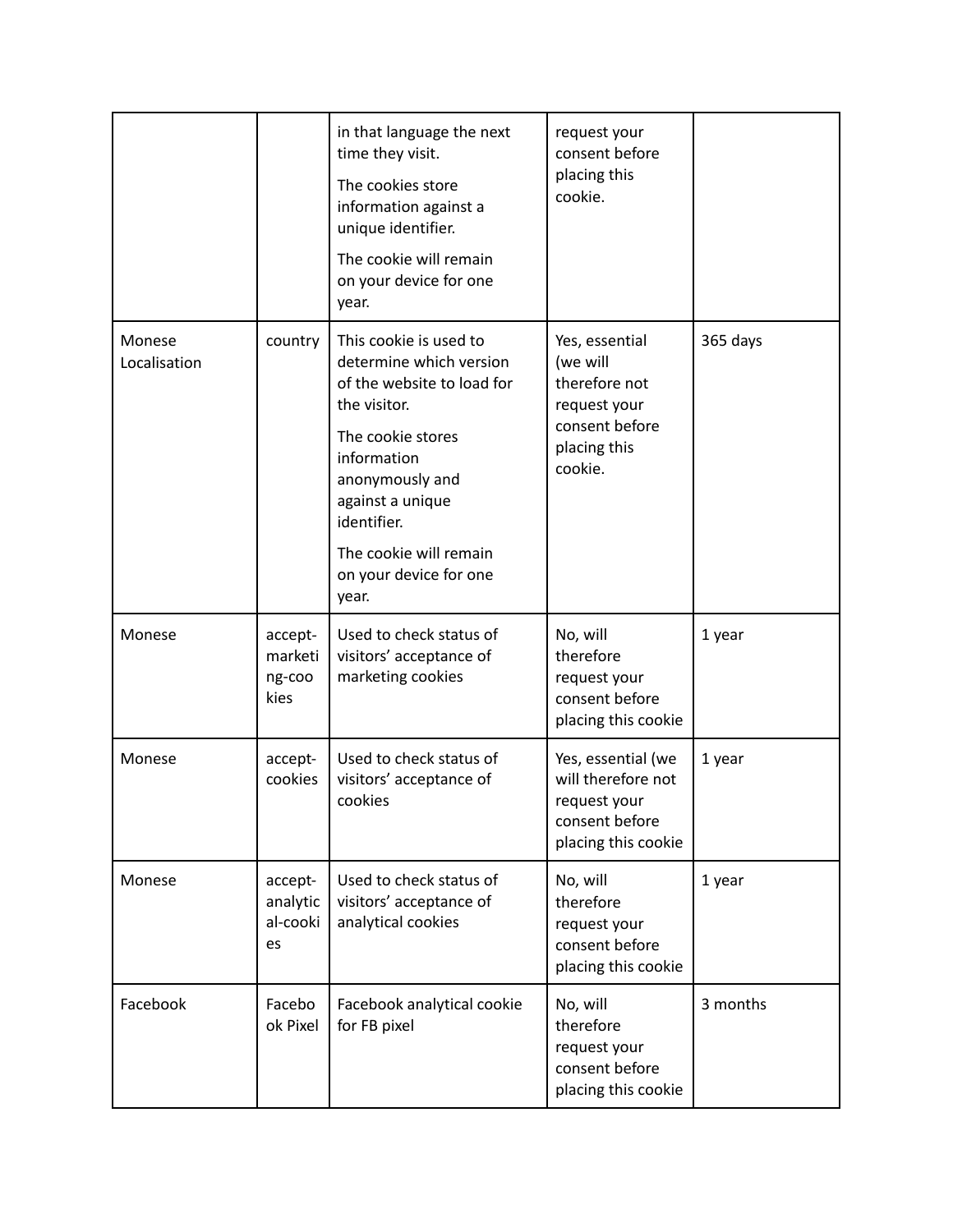| | | in that language the next time they visit.<br>The cookies store information against a unique identifier.<br>The cookie will remain on your device for one year. | request your consent before placing this cookie. | |
|---|---|---|---|---|
| Monese Localisation | country | This cookie is used to determine which version of the website to load for the visitor.<br>The cookie stores information anonymously and against a unique identifier.<br>The cookie will remain on your device for one year. | Yes, essential (we will therefore not request your consent before placing this cookie. | 365 days |
| Monese | accept-marketing-cookies | Used to check status of visitors' acceptance of marketing cookies | No, will therefore request your consent before placing this cookie | 1 year |
| Monese | accept-cookies | Used to check status of visitors' acceptance of cookies | Yes, essential (we will therefore not request your consent before placing this cookie | 1 year |
| Monese | accept-analytical-cookies | Used to check status of visitors' acceptance of analytical cookies | No, will therefore request your consent before placing this cookie | 1 year |
| Facebook | Facebook Pixel | Facebook analytical cookie for FB pixel | No, will therefore request your consent before placing this cookie | 3 months |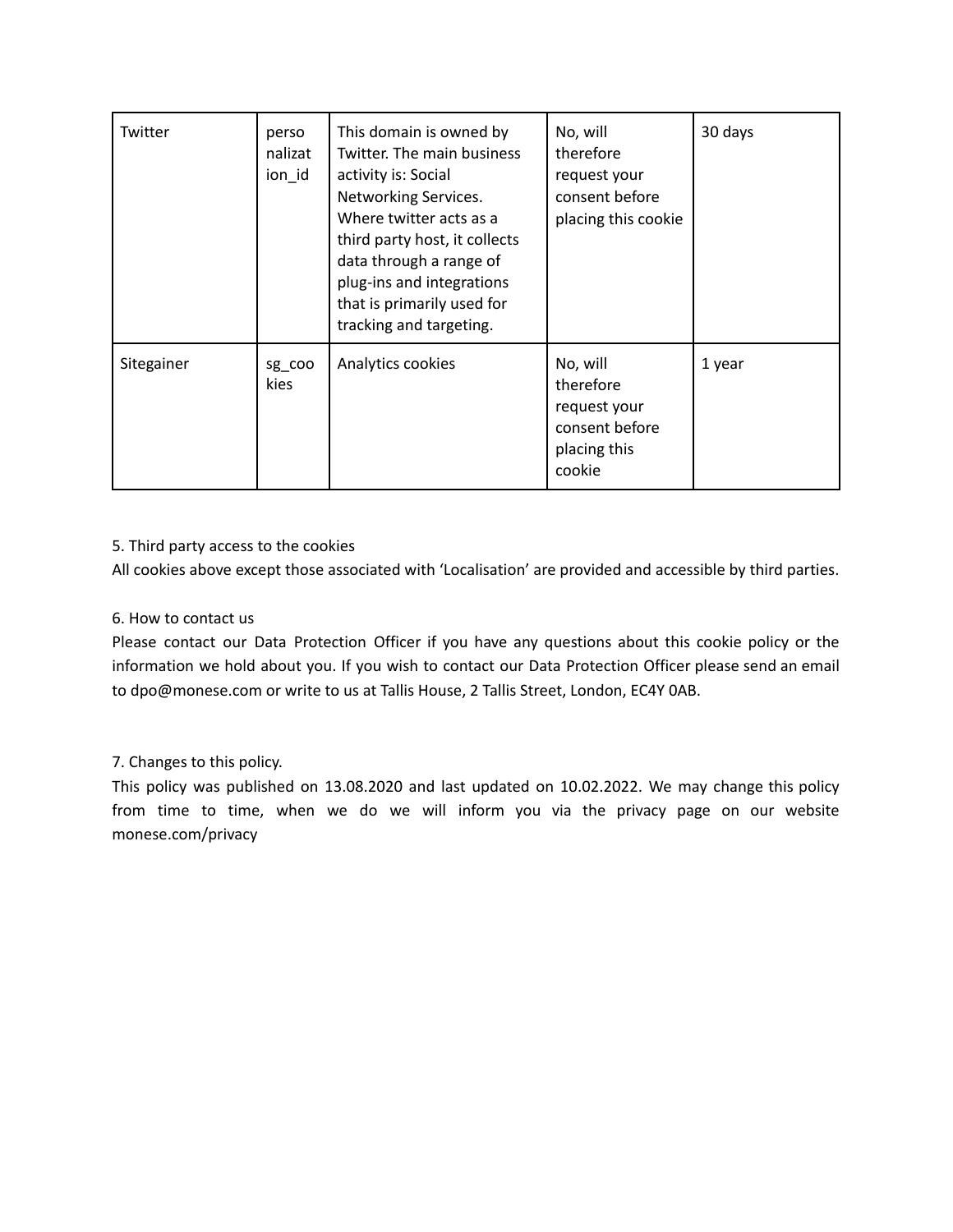| | | | | |
|---|---|---|---|---|
| Twitter | personalization_id | This domain is owned by Twitter. The main business activity is: Social Networking Services. Where twitter acts as a third party host, it collects data through a range of plug-ins and integrations that is primarily used for tracking and targeting. | No, will therefore request your consent before placing this cookie | 30 days |
| Sitegainer | sg_cookies | Analytics cookies | No, will therefore request your consent before placing this cookie | 1 year |

5. Third party access to the cookies

All cookies above except those associated with 'Localisation' are provided and accessible by third parties.

6. How to contact us

Please contact our Data Protection Officer if you have any questions about this cookie policy or the information we hold about you. If you wish to contact our Data Protection Officer please send an email to dpo@monese.com or write to us at Tallis House, 2 Tallis Street, London, EC4Y 0AB.

7. Changes to this policy.

This policy was published on 13.08.2020 and last updated on 10.02.2022. We may change this policy from time to time, when we do we will inform you via the privacy page on our website monese.com/privacy